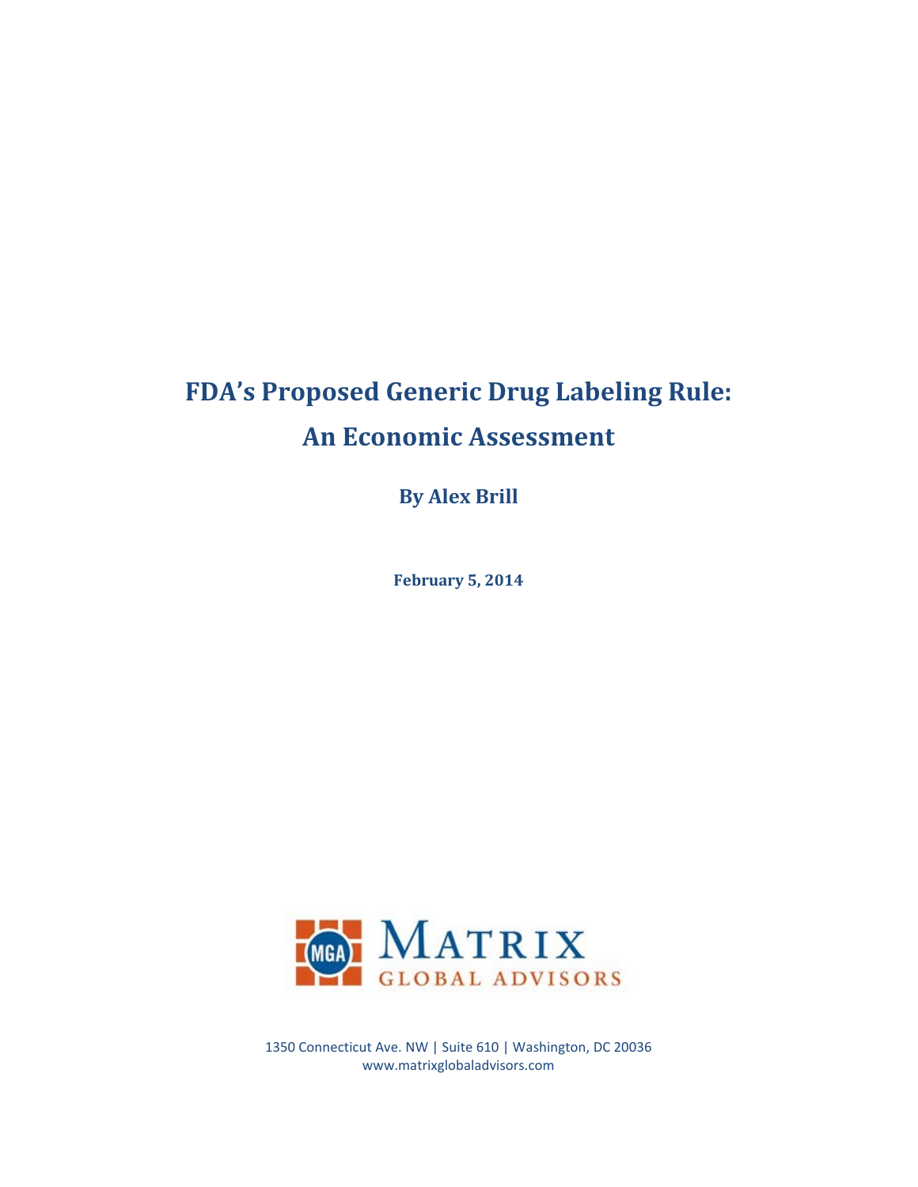# FDA's Proposed Generic Drug Labeling Rule:
# An Economic Assessment

**By Alex Brill**

**February 5, 2014**

MGA Matrix Global Advisors

1350 Connecticut Ave. NW | Suite 610 | Washington, DC 20036
www.matrixglobaladvisors.com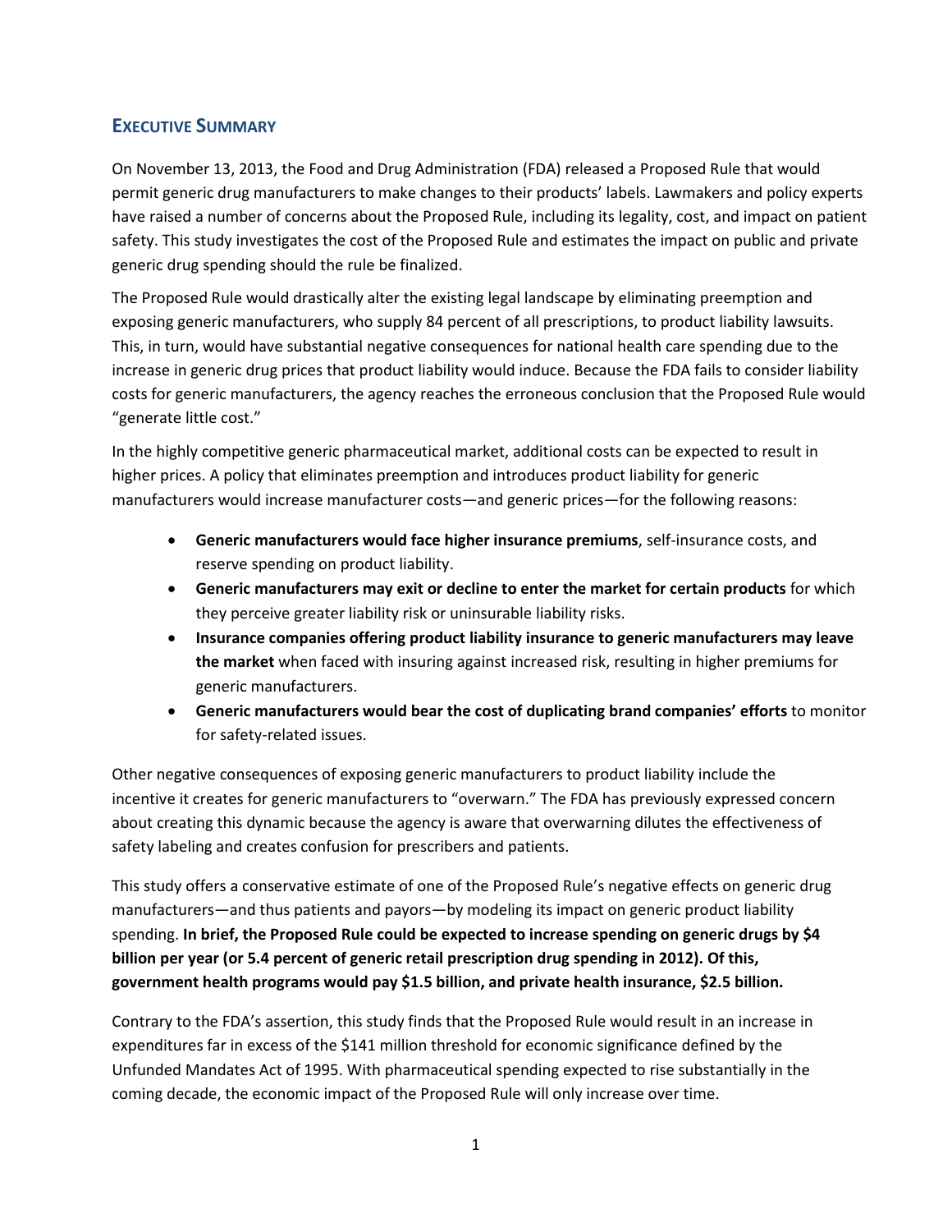## EXECUTIVE SUMMARY

On November 13, 2013, the Food and Drug Administration (FDA) released a Proposed Rule that would permit generic drug manufacturers to make changes to their products' labels. Lawmakers and policy experts have raised a number of concerns about the Proposed Rule, including its legality, cost, and impact on patient safety. This study investigates the cost of the Proposed Rule and estimates the impact on public and private generic drug spending should the rule be finalized.

The Proposed Rule would drastically alter the existing legal landscape by eliminating preemption and exposing generic manufacturers, who supply 84 percent of all prescriptions, to product liability lawsuits. This, in turn, would have substantial negative consequences for national health care spending due to the increase in generic drug prices that product liability would induce. Because the FDA fails to consider liability costs for generic manufacturers, the agency reaches the erroneous conclusion that the Proposed Rule would "generate little cost."

In the highly competitive generic pharmaceutical market, additional costs can be expected to result in higher prices. A policy that eliminates preemption and introduces product liability for generic manufacturers would increase manufacturer costs—and generic prices—for the following reasons:

- **Generic manufacturers would face higher insurance premiums**, self-insurance costs, and reserve spending on product liability.
- **Generic manufacturers may exit or decline to enter the market for certain products** for which they perceive greater liability risk or uninsurable liability risks.
- **Insurance companies offering product liability insurance to generic manufacturers may leave the market** when faced with insuring against increased risk, resulting in higher premiums for generic manufacturers.
- **Generic manufacturers would bear the cost of duplicating brand companies' efforts** to monitor for safety-related issues.

Other negative consequences of exposing generic manufacturers to product liability include the incentive it creates for generic manufacturers to "overwarn." The FDA has previously expressed concern about creating this dynamic because the agency is aware that overwarning dilutes the effectiveness of safety labeling and creates confusion for prescribers and patients.

This study offers a conservative estimate of one of the Proposed Rule's negative effects on generic drug manufacturers—and thus patients and payors—by modeling its impact on generic product liability spending. **In brief, the Proposed Rule could be expected to increase spending on generic drugs by $4 billion per year (or 5.4 percent of generic retail prescription drug spending in 2012). Of this, government health programs would pay $1.5 billion, and private health insurance, $2.5 billion.**

Contrary to the FDA's assertion, this study finds that the Proposed Rule would result in an increase in expenditures far in excess of the $141 million threshold for economic significance defined by the Unfunded Mandates Act of 1995. With pharmaceutical spending expected to rise substantially in the coming decade, the economic impact of the Proposed Rule will only increase over time.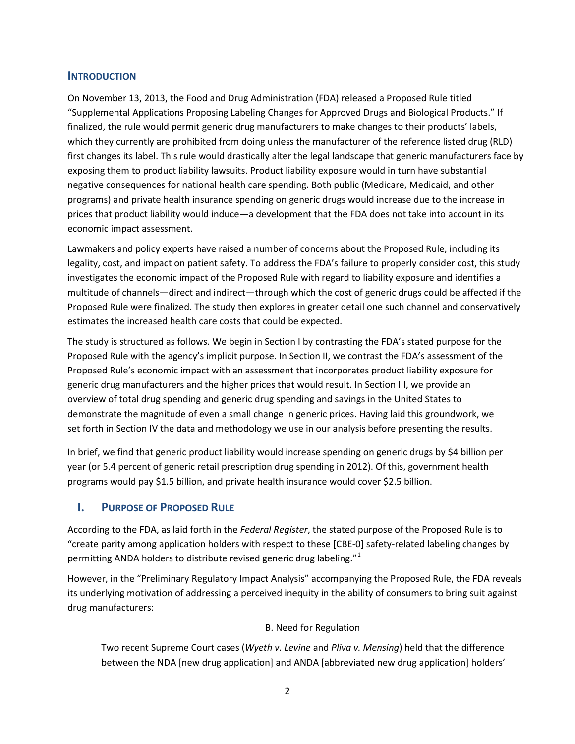## Introduction

On November 13, 2013, the Food and Drug Administration (FDA) released a Proposed Rule titled "Supplemental Applications Proposing Labeling Changes for Approved Drugs and Biological Products." If finalized, the rule would permit generic drug manufacturers to make changes to their products' labels, which they currently are prohibited from doing unless the manufacturer of the reference listed drug (RLD) first changes its label. This rule would drastically alter the legal landscape that generic manufacturers face by exposing them to product liability lawsuits. Product liability exposure would in turn have substantial negative consequences for national health care spending. Both public (Medicare, Medicaid, and other programs) and private health insurance spending on generic drugs would increase due to the increase in prices that product liability would induce—a development that the FDA does not take into account in its economic impact assessment.

Lawmakers and policy experts have raised a number of concerns about the Proposed Rule, including its legality, cost, and impact on patient safety. To address the FDA's failure to properly consider cost, this study investigates the economic impact of the Proposed Rule with regard to liability exposure and identifies a multitude of channels—direct and indirect—through which the cost of generic drugs could be affected if the Proposed Rule were finalized. The study then explores in greater detail one such channel and conservatively estimates the increased health care costs that could be expected.

The study is structured as follows. We begin in Section I by contrasting the FDA's stated purpose for the Proposed Rule with the agency's implicit purpose. In Section II, we contrast the FDA's assessment of the Proposed Rule's economic impact with an assessment that incorporates product liability exposure for generic drug manufacturers and the higher prices that would result. In Section III, we provide an overview of total drug spending and generic drug spending and savings in the United States to demonstrate the magnitude of even a small change in generic prices. Having laid this groundwork, we set forth in Section IV the data and methodology we use in our analysis before presenting the results.

In brief, we find that generic product liability would increase spending on generic drugs by $4 billion per year (or 5.4 percent of generic retail prescription drug spending in 2012). Of this, government health programs would pay $1.5 billion, and private health insurance would cover $2.5 billion.

## I. Purpose of Proposed Rule

According to the FDA, as laid forth in the *Federal Register*, the stated purpose of the Proposed Rule is to "create parity among application holders with respect to these [CBE-0] safety-related labeling changes by permitting ANDA holders to distribute revised generic drug labeling."[1]

However, in the "Preliminary Regulatory Impact Analysis" accompanying the Proposed Rule, the FDA reveals its underlying motivation of addressing a perceived inequity in the ability of consumers to bring suit against drug manufacturers:

> B. Need for Regulation
>
> Two recent Supreme Court cases (*Wyeth v. Levine* and *Pliva v. Mensing*) held that the difference between the NDA [new drug application] and ANDA [abbreviated new drug application] holders'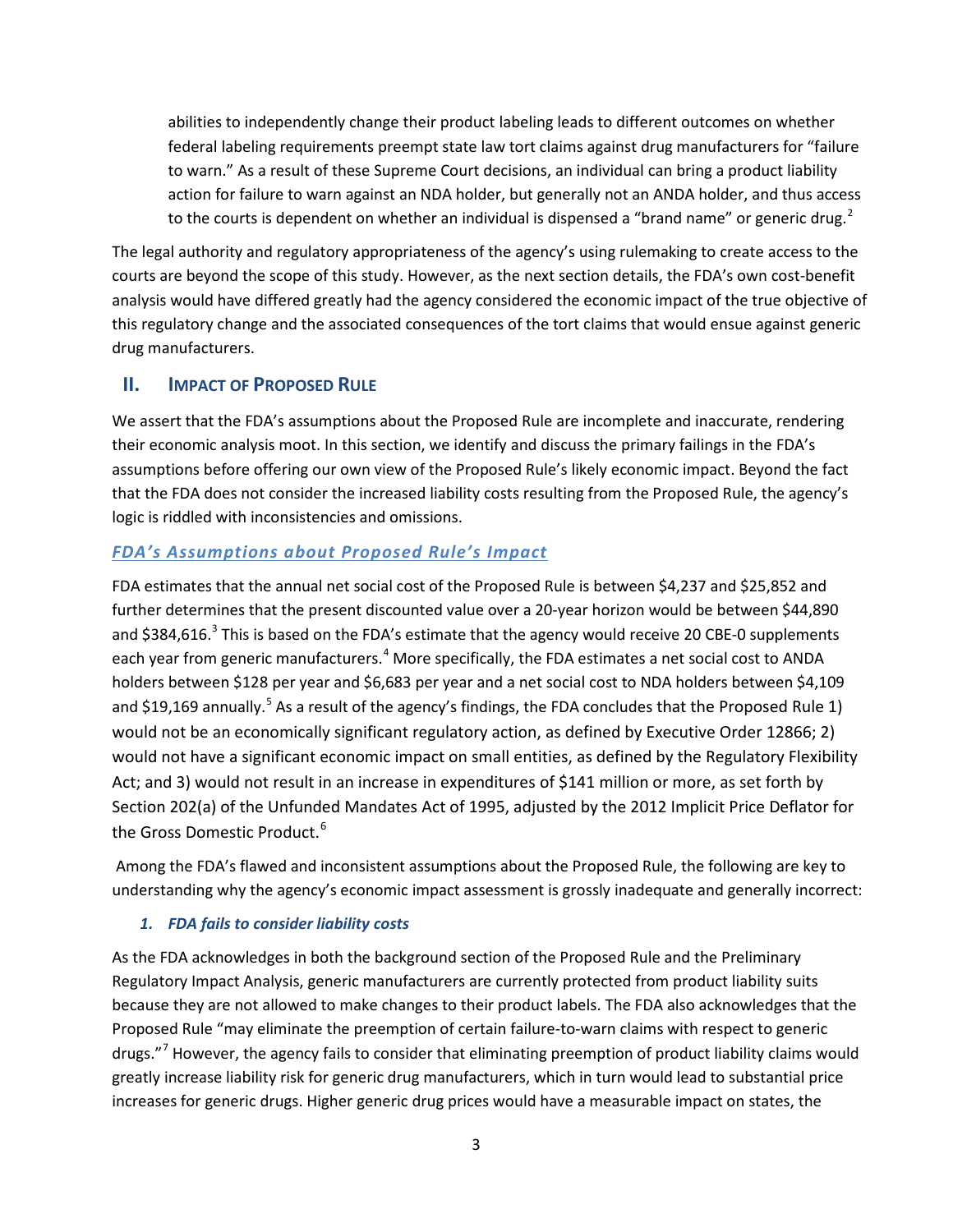abilities to independently change their product labeling leads to different outcomes on whether federal labeling requirements preempt state law tort claims against drug manufacturers for "failure to warn." As a result of these Supreme Court decisions, an individual can bring a product liability action for failure to warn against an NDA holder, but generally not an ANDA holder, and thus access to the courts is dependent on whether an individual is dispensed a "brand name" or generic drug.[2]

The legal authority and regulatory appropriateness of the agency's using rulemaking to create access to the courts are beyond the scope of this study. However, as the next section details, the FDA's own cost-benefit analysis would have differed greatly had the agency considered the economic impact of the true objective of this regulatory change and the associated consequences of the tort claims that would ensue against generic drug manufacturers.

## II. Impact of Proposed Rule

We assert that the FDA's assumptions about the Proposed Rule are incomplete and inaccurate, rendering their economic analysis moot. In this section, we identify and discuss the primary failings in the FDA's assumptions before offering our own view of the Proposed Rule's likely economic impact. Beyond the fact that the FDA does not consider the increased liability costs resulting from the Proposed Rule, the agency's logic is riddled with inconsistencies and omissions.

### *FDA's Assumptions about Proposed Rule's Impact*

FDA estimates that the annual net social cost of the Proposed Rule is between $4,237 and $25,852 and further determines that the present discounted value over a 20-year horizon would be between $44,890 and $384,616.[3] This is based on the FDA's estimate that the agency would receive 20 CBE-0 supplements each year from generic manufacturers.[4] More specifically, the FDA estimates a net social cost to ANDA holders between $128 per year and $6,683 per year and a net social cost to NDA holders between $4,109 and $19,169 annually.[5] As a result of the agency's findings, the FDA concludes that the Proposed Rule 1) would not be an economically significant regulatory action, as defined by Executive Order 12866; 2) would not have a significant economic impact on small entities, as defined by the Regulatory Flexibility Act; and 3) would not result in an increase in expenditures of $141 million or more, as set forth by Section 202(a) of the Unfunded Mandates Act of 1995, adjusted by the 2012 Implicit Price Deflator for the Gross Domestic Product.[6]

Among the FDA's flawed and inconsistent assumptions about the Proposed Rule, the following are key to understanding why the agency's economic impact assessment is grossly inadequate and generally incorrect:

#### *1. FDA fails to consider liability costs*

As the FDA acknowledges in both the background section of the Proposed Rule and the Preliminary Regulatory Impact Analysis, generic manufacturers are currently protected from product liability suits because they are not allowed to make changes to their product labels. The FDA also acknowledges that the Proposed Rule "may eliminate the preemption of certain failure-to-warn claims with respect to generic drugs."[7] However, the agency fails to consider that eliminating preemption of product liability claims would greatly increase liability risk for generic drug manufacturers, which in turn would lead to substantial price increases for generic drugs. Higher generic drug prices would have a measurable impact on states, the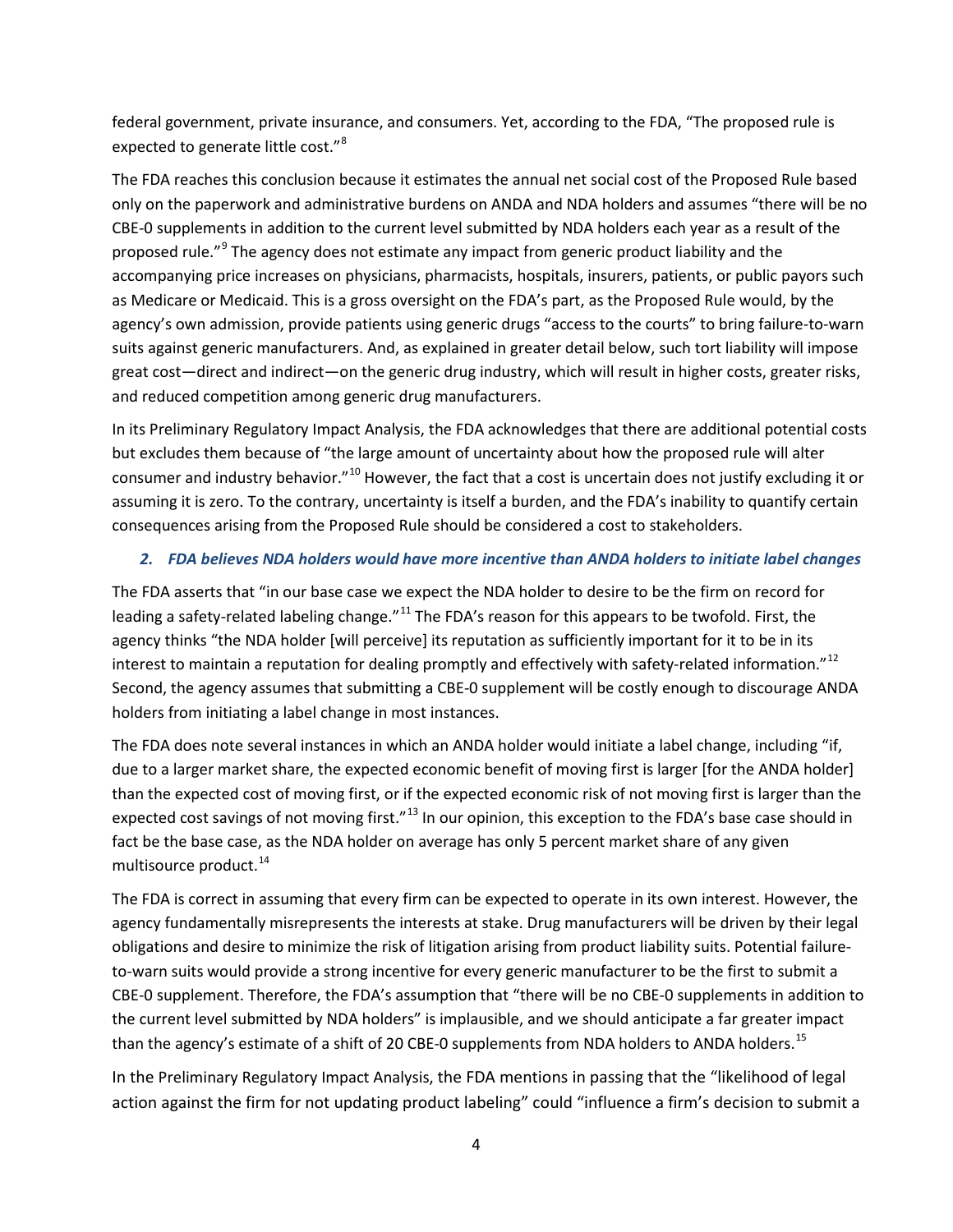federal government, private insurance, and consumers. Yet, according to the FDA, "The proposed rule is expected to generate little cost."[8]

The FDA reaches this conclusion because it estimates the annual net social cost of the Proposed Rule based only on the paperwork and administrative burdens on ANDA and NDA holders and assumes "there will be no CBE-0 supplements in addition to the current level submitted by NDA holders each year as a result of the proposed rule."[9] The agency does not estimate any impact from generic product liability and the accompanying price increases on physicians, pharmacists, hospitals, insurers, patients, or public payors such as Medicare or Medicaid. This is a gross oversight on the FDA's part, as the Proposed Rule would, by the agency's own admission, provide patients using generic drugs "access to the courts" to bring failure-to-warn suits against generic manufacturers. And, as explained in greater detail below, such tort liability will impose great cost—direct and indirect—on the generic drug industry, which will result in higher costs, greater risks, and reduced competition among generic drug manufacturers.

In its Preliminary Regulatory Impact Analysis, the FDA acknowledges that there are additional potential costs but excludes them because of "the large amount of uncertainty about how the proposed rule will alter consumer and industry behavior."[10] However, the fact that a cost is uncertain does not justify excluding it or assuming it is zero. To the contrary, uncertainty is itself a burden, and the FDA's inability to quantify certain consequences arising from the Proposed Rule should be considered a cost to stakeholders.

### *2. FDA believes NDA holders would have more incentive than ANDA holders to initiate label changes*

The FDA asserts that "in our base case we expect the NDA holder to desire to be the firm on record for leading a safety-related labeling change."[11] The FDA's reason for this appears to be twofold. First, the agency thinks "the NDA holder [will perceive] its reputation as sufficiently important for it to be in its interest to maintain a reputation for dealing promptly and effectively with safety-related information."[12] Second, the agency assumes that submitting a CBE-0 supplement will be costly enough to discourage ANDA holders from initiating a label change in most instances.

The FDA does note several instances in which an ANDA holder would initiate a label change, including "if, due to a larger market share, the expected economic benefit of moving first is larger [for the ANDA holder] than the expected cost of moving first, or if the expected economic risk of not moving first is larger than the expected cost savings of not moving first."[13] In our opinion, this exception to the FDA's base case should in fact be the base case, as the NDA holder on average has only 5 percent market share of any given multisource product.[14]

The FDA is correct in assuming that every firm can be expected to operate in its own interest. However, the agency fundamentally misrepresents the interests at stake. Drug manufacturers will be driven by their legal obligations and desire to minimize the risk of litigation arising from product liability suits. Potential failure-to-warn suits would provide a strong incentive for every generic manufacturer to be the first to submit a CBE-0 supplement. Therefore, the FDA's assumption that "there will be no CBE-0 supplements in addition to the current level submitted by NDA holders" is implausible, and we should anticipate a far greater impact than the agency's estimate of a shift of 20 CBE-0 supplements from NDA holders to ANDA holders.[15]

In the Preliminary Regulatory Impact Analysis, the FDA mentions in passing that the "likelihood of legal action against the firm for not updating product labeling" could "influence a firm's decision to submit a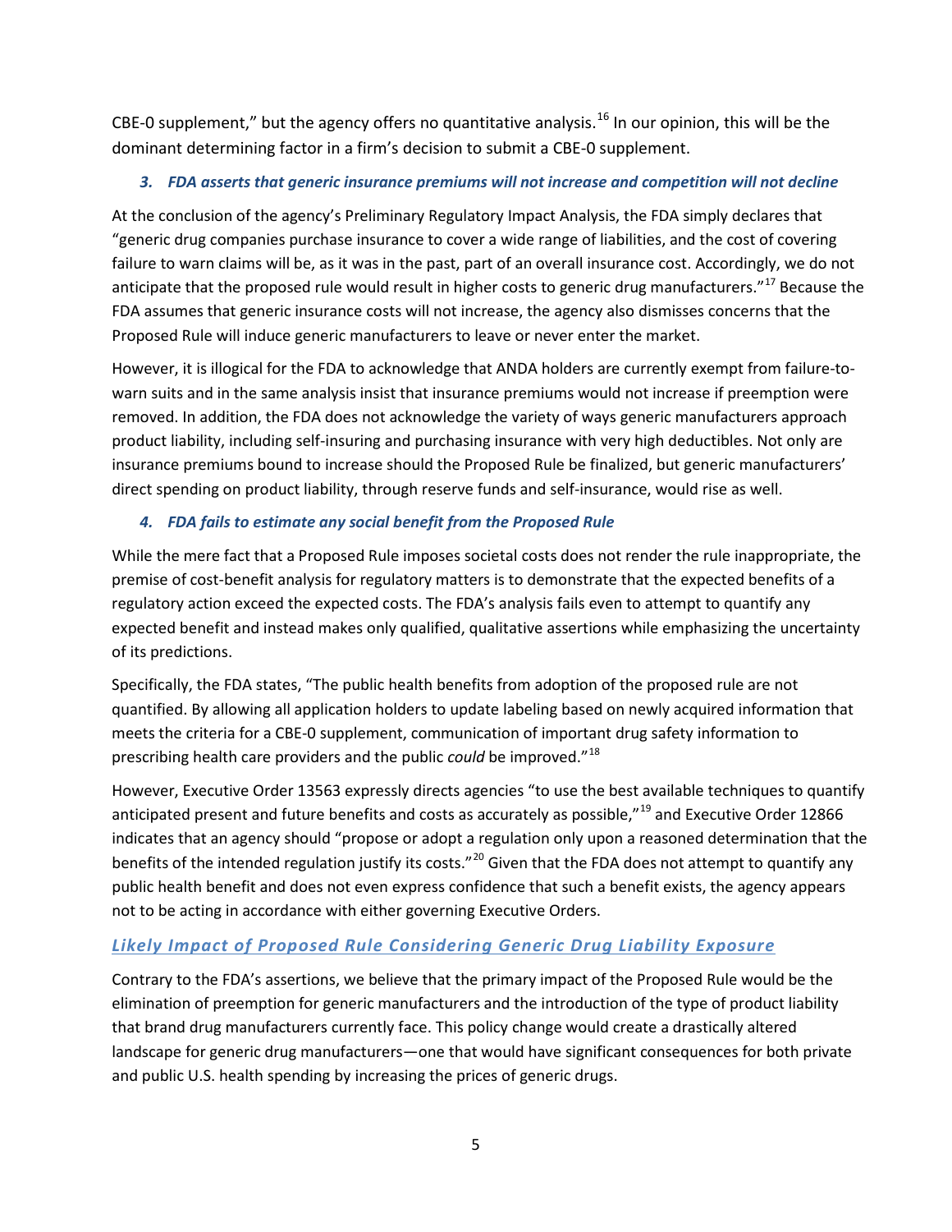CBE-0 supplement," but the agency offers no quantitative analysis.[16] In our opinion, this will be the dominant determining factor in a firm's decision to submit a CBE-0 supplement.

#### *3. FDA asserts that generic insurance premiums will not increase and competition will not decline*

At the conclusion of the agency's Preliminary Regulatory Impact Analysis, the FDA simply declares that "generic drug companies purchase insurance to cover a wide range of liabilities, and the cost of covering failure to warn claims will be, as it was in the past, part of an overall insurance cost. Accordingly, we do not anticipate that the proposed rule would result in higher costs to generic drug manufacturers."[17] Because the FDA assumes that generic insurance costs will not increase, the agency also dismisses concerns that the Proposed Rule will induce generic manufacturers to leave or never enter the market.

However, it is illogical for the FDA to acknowledge that ANDA holders are currently exempt from failure-to-warn suits and in the same analysis insist that insurance premiums would not increase if preemption were removed. In addition, the FDA does not acknowledge the variety of ways generic manufacturers approach product liability, including self-insuring and purchasing insurance with very high deductibles. Not only are insurance premiums bound to increase should the Proposed Rule be finalized, but generic manufacturers' direct spending on product liability, through reserve funds and self-insurance, would rise as well.

#### *4. FDA fails to estimate any social benefit from the Proposed Rule*

While the mere fact that a Proposed Rule imposes societal costs does not render the rule inappropriate, the premise of cost-benefit analysis for regulatory matters is to demonstrate that the expected benefits of a regulatory action exceed the expected costs. The FDA's analysis fails even to attempt to quantify any expected benefit and instead makes only qualified, qualitative assertions while emphasizing the uncertainty of its predictions.

Specifically, the FDA states, "The public health benefits from adoption of the proposed rule are not quantified. By allowing all application holders to update labeling based on newly acquired information that meets the criteria for a CBE-0 supplement, communication of important drug safety information to prescribing health care providers and the public *could* be improved."[18]

However, Executive Order 13563 expressly directs agencies "to use the best available techniques to quantify anticipated present and future benefits and costs as accurately as possible,"[19] and Executive Order 12866 indicates that an agency should "propose or adopt a regulation only upon a reasoned determination that the benefits of the intended regulation justify its costs."[20] Given that the FDA does not attempt to quantify any public health benefit and does not even express confidence that such a benefit exists, the agency appears not to be acting in accordance with either governing Executive Orders.

## *Likely Impact of Proposed Rule Considering Generic Drug Liability Exposure*

Contrary to the FDA's assertions, we believe that the primary impact of the Proposed Rule would be the elimination of preemption for generic manufacturers and the introduction of the type of product liability that brand drug manufacturers currently face. This policy change would create a drastically altered landscape for generic drug manufacturers—one that would have significant consequences for both private and public U.S. health spending by increasing the prices of generic drugs.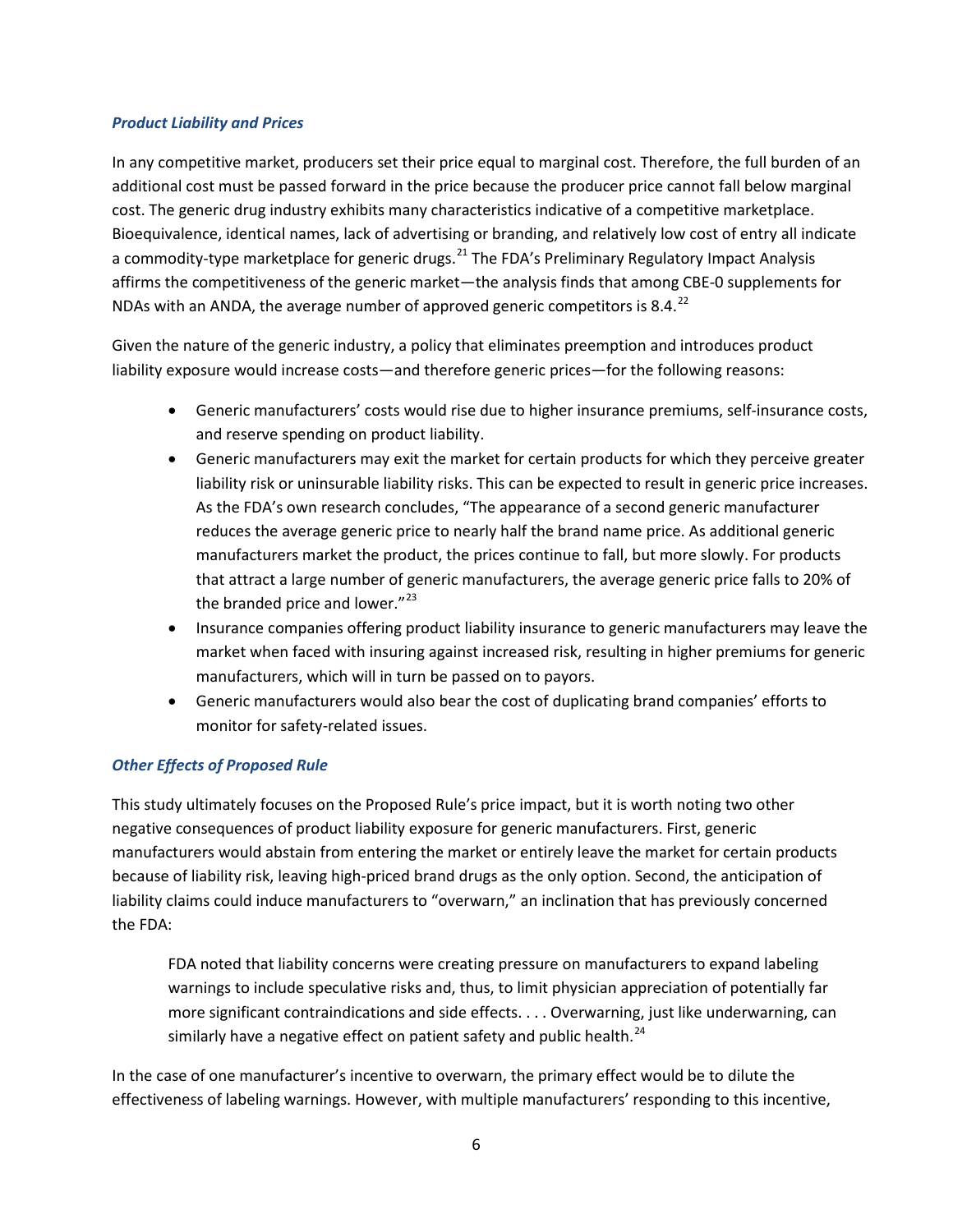### *Product Liability and Prices*

In any competitive market, producers set their price equal to marginal cost. Therefore, the full burden of an additional cost must be passed forward in the price because the producer price cannot fall below marginal cost. The generic drug industry exhibits many characteristics indicative of a competitive marketplace. Bioequivalence, identical names, lack of advertising or branding, and relatively low cost of entry all indicate a commodity-type marketplace for generic drugs.[21] The FDA's Preliminary Regulatory Impact Analysis affirms the competitiveness of the generic market—the analysis finds that among CBE-0 supplements for NDAs with an ANDA, the average number of approved generic competitors is 8.4.[22]

Given the nature of the generic industry, a policy that eliminates preemption and introduces product liability exposure would increase costs—and therefore generic prices—for the following reasons:

- Generic manufacturers' costs would rise due to higher insurance premiums, self-insurance costs, and reserve spending on product liability.
- Generic manufacturers may exit the market for certain products for which they perceive greater liability risk or uninsurable liability risks. This can be expected to result in generic price increases. As the FDA's own research concludes, "The appearance of a second generic manufacturer reduces the average generic price to nearly half the brand name price. As additional generic manufacturers market the product, the prices continue to fall, but more slowly. For products that attract a large number of generic manufacturers, the average generic price falls to 20% of the branded price and lower."[23]
- Insurance companies offering product liability insurance to generic manufacturers may leave the market when faced with insuring against increased risk, resulting in higher premiums for generic manufacturers, which will in turn be passed on to payors.
- Generic manufacturers would also bear the cost of duplicating brand companies' efforts to monitor for safety-related issues.

### *Other Effects of Proposed Rule*

This study ultimately focuses on the Proposed Rule's price impact, but it is worth noting two other negative consequences of product liability exposure for generic manufacturers. First, generic manufacturers would abstain from entering the market or entirely leave the market for certain products because of liability risk, leaving high-priced brand drugs as the only option. Second, the anticipation of liability claims could induce manufacturers to "overwarn," an inclination that has previously concerned the FDA:

> FDA noted that liability concerns were creating pressure on manufacturers to expand labeling warnings to include speculative risks and, thus, to limit physician appreciation of potentially far more significant contraindications and side effects. . . . Overwarning, just like underwarning, can similarly have a negative effect on patient safety and public health.[24]

In the case of one manufacturer's incentive to overwarn, the primary effect would be to dilute the effectiveness of labeling warnings. However, with multiple manufacturers' responding to this incentive,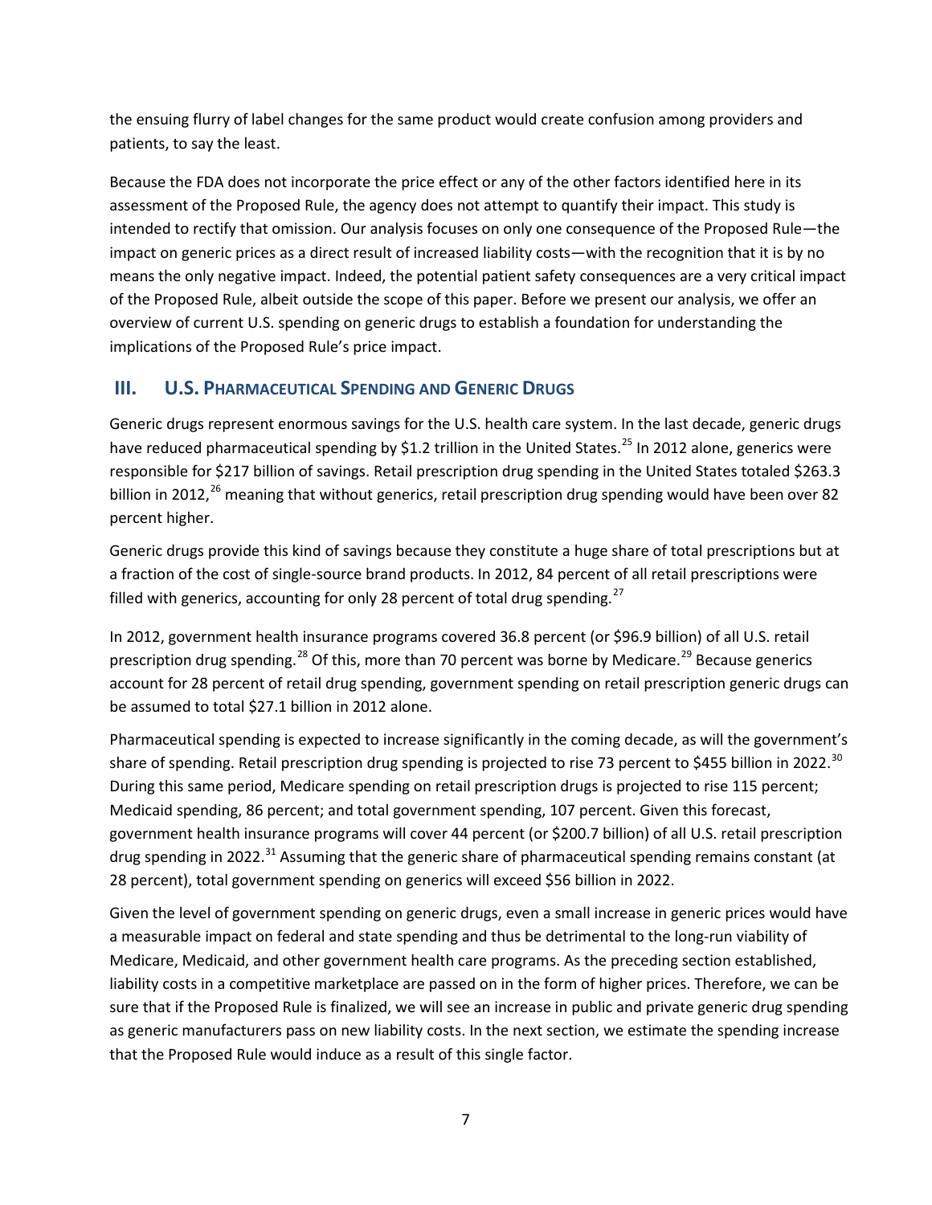the ensuing flurry of label changes for the same product would create confusion among providers and patients, to say the least.

Because the FDA does not incorporate the price effect or any of the other factors identified here in its assessment of the Proposed Rule, the agency does not attempt to quantify their impact. This study is intended to rectify that omission. Our analysis focuses on only one consequence of the Proposed Rule—the impact on generic prices as a direct result of increased liability costs—with the recognition that it is by no means the only negative impact. Indeed, the potential patient safety consequences are a very critical impact of the Proposed Rule, albeit outside the scope of this paper. Before we present our analysis, we offer an overview of current U.S. spending on generic drugs to establish a foundation for understanding the implications of the Proposed Rule's price impact.

## III. U.S. Pharmaceutical Spending and Generic Drugs

Generic drugs represent enormous savings for the U.S. health care system. In the last decade, generic drugs have reduced pharmaceutical spending by $1.2 trillion in the United States.[25] In 2012 alone, generics were responsible for $217 billion of savings. Retail prescription drug spending in the United States totaled $263.3 billion in 2012,[26] meaning that without generics, retail prescription drug spending would have been over 82 percent higher.

Generic drugs provide this kind of savings because they constitute a huge share of total prescriptions but at a fraction of the cost of single-source brand products. In 2012, 84 percent of all retail prescriptions were filled with generics, accounting for only 28 percent of total drug spending.[27]

In 2012, government health insurance programs covered 36.8 percent (or $96.9 billion) of all U.S. retail prescription drug spending.[28] Of this, more than 70 percent was borne by Medicare.[29] Because generics account for 28 percent of retail drug spending, government spending on retail prescription generic drugs can be assumed to total $27.1 billion in 2012 alone.

Pharmaceutical spending is expected to increase significantly in the coming decade, as will the government's share of spending. Retail prescription drug spending is projected to rise 73 percent to $455 billion in 2022.[30] During this same period, Medicare spending on retail prescription drugs is projected to rise 115 percent; Medicaid spending, 86 percent; and total government spending, 107 percent. Given this forecast, government health insurance programs will cover 44 percent (or $200.7 billion) of all U.S. retail prescription drug spending in 2022.[31] Assuming that the generic share of pharmaceutical spending remains constant (at 28 percent), total government spending on generics will exceed $56 billion in 2022.

Given the level of government spending on generic drugs, even a small increase in generic prices would have a measurable impact on federal and state spending and thus be detrimental to the long-run viability of Medicare, Medicaid, and other government health care programs. As the preceding section established, liability costs in a competitive marketplace are passed on in the form of higher prices. Therefore, we can be sure that if the Proposed Rule is finalized, we will see an increase in public and private generic drug spending as generic manufacturers pass on new liability costs. In the next section, we estimate the spending increase that the Proposed Rule would induce as a result of this single factor.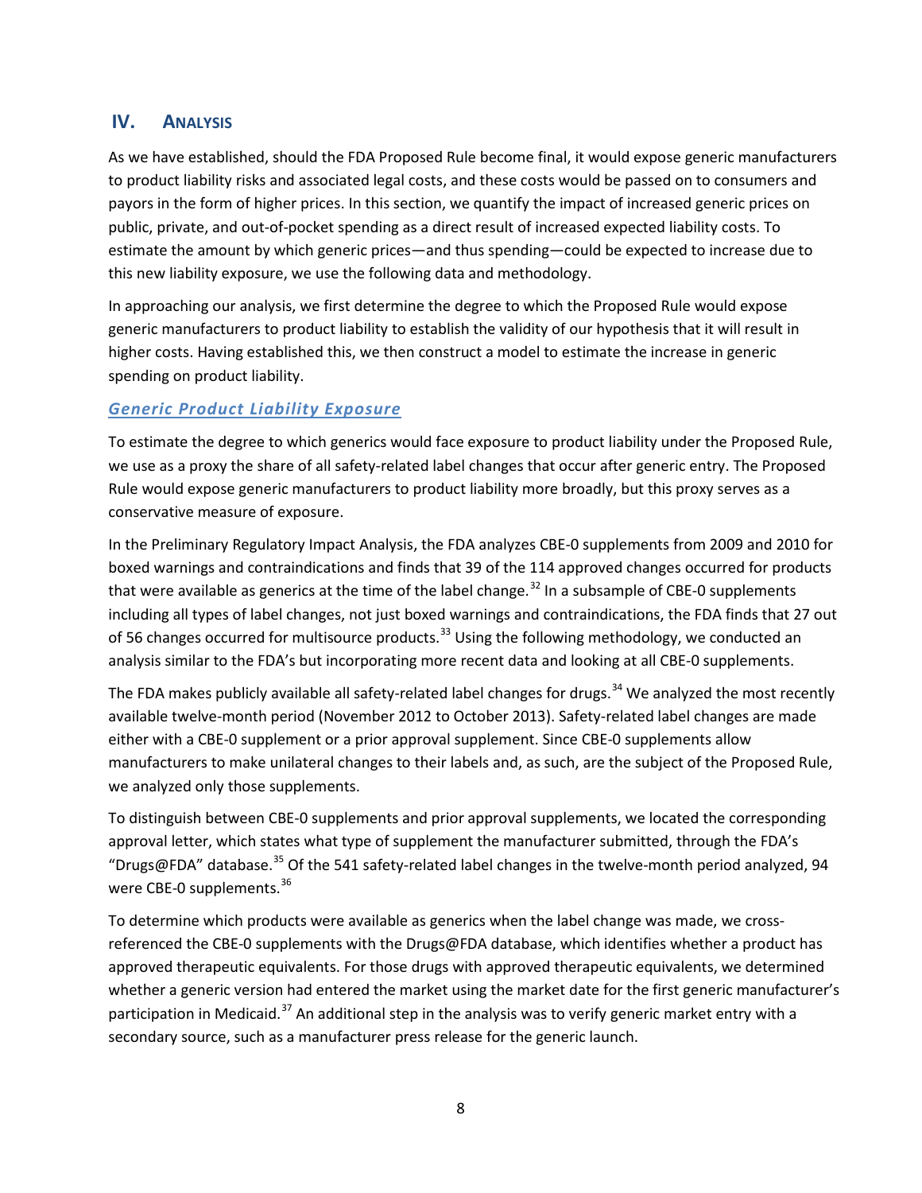## IV. Analysis

As we have established, should the FDA Proposed Rule become final, it would expose generic manufacturers to product liability risks and associated legal costs, and these costs would be passed on to consumers and payors in the form of higher prices. In this section, we quantify the impact of increased generic prices on public, private, and out-of-pocket spending as a direct result of increased expected liability costs. To estimate the amount by which generic prices—and thus spending—could be expected to increase due to this new liability exposure, we use the following data and methodology.

In approaching our analysis, we first determine the degree to which the Proposed Rule would expose generic manufacturers to product liability to establish the validity of our hypothesis that it will result in higher costs. Having established this, we then construct a model to estimate the increase in generic spending on product liability.

### *Generic Product Liability Exposure*

To estimate the degree to which generics would face exposure to product liability under the Proposed Rule, we use as a proxy the share of all safety-related label changes that occur after generic entry. The Proposed Rule would expose generic manufacturers to product liability more broadly, but this proxy serves as a conservative measure of exposure.

In the Preliminary Regulatory Impact Analysis, the FDA analyzes CBE-0 supplements from 2009 and 2010 for boxed warnings and contraindications and finds that 39 of the 114 approved changes occurred for products that were available as generics at the time of the label change.[32] In a subsample of CBE-0 supplements including all types of label changes, not just boxed warnings and contraindications, the FDA finds that 27 out of 56 changes occurred for multisource products.[33] Using the following methodology, we conducted an analysis similar to the FDA's but incorporating more recent data and looking at all CBE-0 supplements.

The FDA makes publicly available all safety-related label changes for drugs.[34] We analyzed the most recently available twelve-month period (November 2012 to October 2013). Safety-related label changes are made either with a CBE-0 supplement or a prior approval supplement. Since CBE-0 supplements allow manufacturers to make unilateral changes to their labels and, as such, are the subject of the Proposed Rule, we analyzed only those supplements.

To distinguish between CBE-0 supplements and prior approval supplements, we located the corresponding approval letter, which states what type of supplement the manufacturer submitted, through the FDA's "Drugs@FDA" database.[35] Of the 541 safety-related label changes in the twelve-month period analyzed, 94 were CBE-0 supplements.[36]

To determine which products were available as generics when the label change was made, we cross-referenced the CBE-0 supplements with the Drugs@FDA database, which identifies whether a product has approved therapeutic equivalents. For those drugs with approved therapeutic equivalents, we determined whether a generic version had entered the market using the market date for the first generic manufacturer's participation in Medicaid.[37] An additional step in the analysis was to verify generic market entry with a secondary source, such as a manufacturer press release for the generic launch.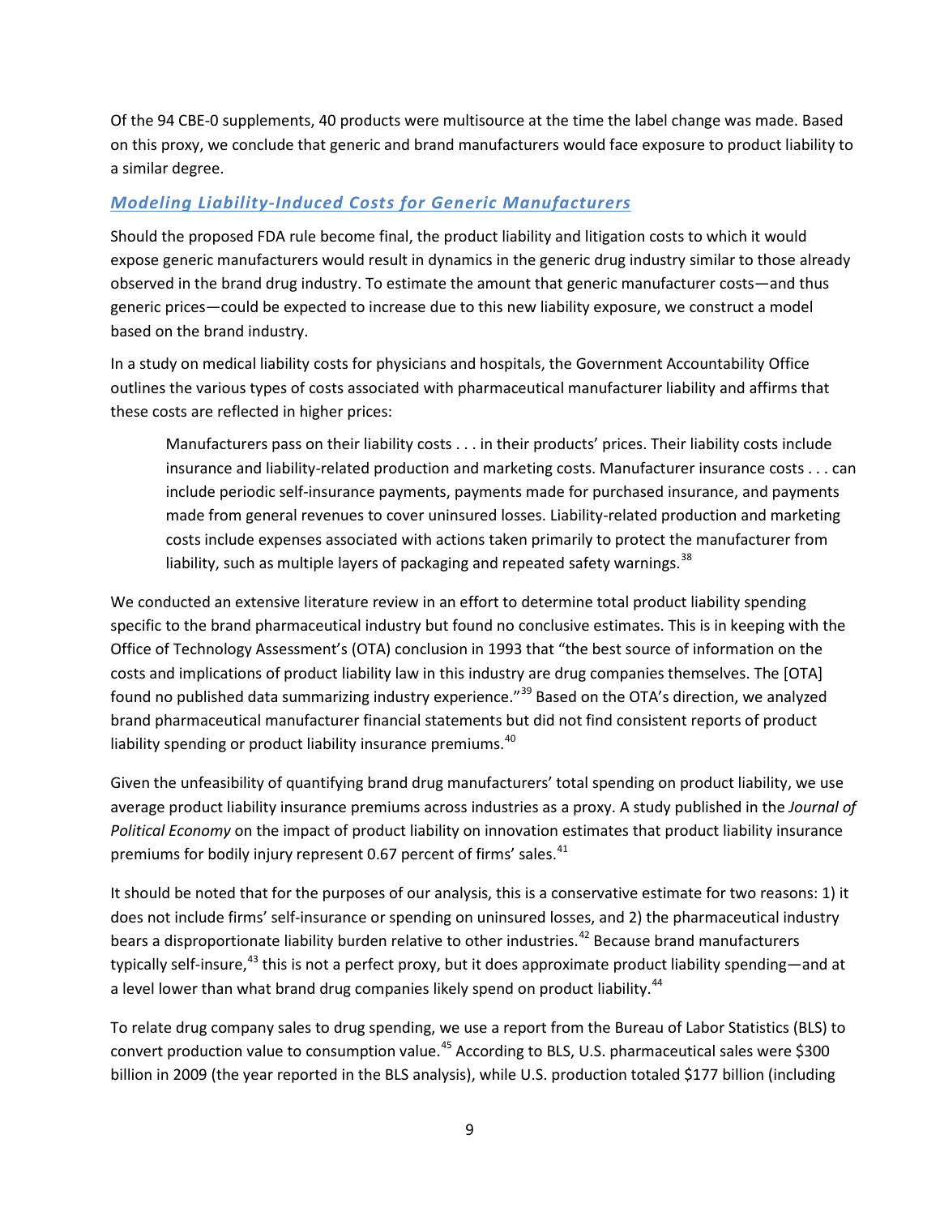Of the 94 CBE-0 supplements, 40 products were multisource at the time the label change was made. Based on this proxy, we conclude that generic and brand manufacturers would face exposure to product liability to a similar degree.

### *Modeling Liability-Induced Costs for Generic Manufacturers*

Should the proposed FDA rule become final, the product liability and litigation costs to which it would expose generic manufacturers would result in dynamics in the generic drug industry similar to those already observed in the brand drug industry. To estimate the amount that generic manufacturer costs—and thus generic prices—could be expected to increase due to this new liability exposure, we construct a model based on the brand industry.

In a study on medical liability costs for physicians and hospitals, the Government Accountability Office outlines the various types of costs associated with pharmaceutical manufacturer liability and affirms that these costs are reflected in higher prices:

> Manufacturers pass on their liability costs . . . in their products' prices. Their liability costs include insurance and liability-related production and marketing costs. Manufacturer insurance costs . . . can include periodic self-insurance payments, payments made for purchased insurance, and payments made from general revenues to cover uninsured losses. Liability-related production and marketing costs include expenses associated with actions taken primarily to protect the manufacturer from liability, such as multiple layers of packaging and repeated safety warnings.[38]

We conducted an extensive literature review in an effort to determine total product liability spending specific to the brand pharmaceutical industry but found no conclusive estimates. This is in keeping with the Office of Technology Assessment's (OTA) conclusion in 1993 that "the best source of information on the costs and implications of product liability law in this industry are drug companies themselves. The [OTA] found no published data summarizing industry experience."[39] Based on the OTA's direction, we analyzed brand pharmaceutical manufacturer financial statements but did not find consistent reports of product liability spending or product liability insurance premiums.[40]

Given the unfeasibility of quantifying brand drug manufacturers' total spending on product liability, we use average product liability insurance premiums across industries as a proxy. A study published in the *Journal of Political Economy* on the impact of product liability on innovation estimates that product liability insurance premiums for bodily injury represent 0.67 percent of firms' sales.[41]

It should be noted that for the purposes of our analysis, this is a conservative estimate for two reasons: 1) it does not include firms' self-insurance or spending on uninsured losses, and 2) the pharmaceutical industry bears a disproportionate liability burden relative to other industries.[42] Because brand manufacturers typically self-insure,[43] this is not a perfect proxy, but it does approximate product liability spending—and at a level lower than what brand drug companies likely spend on product liability.[44]

To relate drug company sales to drug spending, we use a report from the Bureau of Labor Statistics (BLS) to convert production value to consumption value.[45] According to BLS, U.S. pharmaceutical sales were $300 billion in 2009 (the year reported in the BLS analysis), while U.S. production totaled $177 billion (including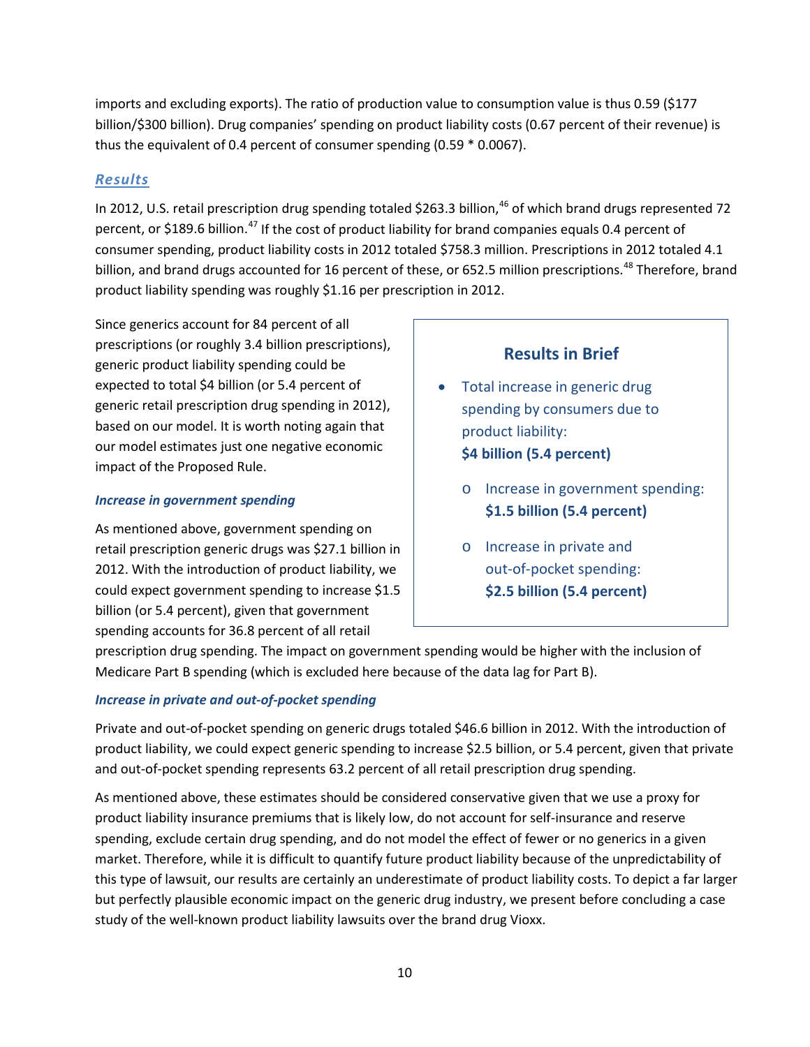imports and excluding exports). The ratio of production value to consumption value is thus 0.59 ($177 billion/$300 billion). Drug companies' spending on product liability costs (0.67 percent of their revenue) is thus the equivalent of 0.4 percent of consumer spending (0.59 * 0.0067).

## *Results*

In 2012, U.S. retail prescription drug spending totaled $263.3 billion,[46] of which brand drugs represented 72 percent, or $189.6 billion.[47] If the cost of product liability for brand companies equals 0.4 percent of consumer spending, product liability costs in 2012 totaled $758.3 million. Prescriptions in 2012 totaled 4.1 billion, and brand drugs accounted for 16 percent of these, or 652.5 million prescriptions.[48] Therefore, brand product liability spending was roughly $1.16 per prescription in 2012.

Since generics account for 84 percent of all prescriptions (or roughly 3.4 billion prescriptions), generic product liability spending could be expected to total $4 billion (or 5.4 percent of generic retail prescription drug spending in 2012), based on our model. It is worth noting again that our model estimates just one negative economic impact of the Proposed Rule.

### Results in Brief

- Total increase in generic drug spending by consumers due to product liability: **$4 billion (5.4 percent)**
  - Increase in government spending: **$1.5 billion (5.4 percent)**
  - Increase in private and out-of-pocket spending: **$2.5 billion (5.4 percent)**

### *Increase in government spending*

As mentioned above, government spending on retail prescription generic drugs was $27.1 billion in 2012. With the introduction of product liability, we could expect government spending to increase $1.5 billion (or 5.4 percent), given that government spending accounts for 36.8 percent of all retail prescription drug spending. The impact on government spending would be higher with the inclusion of Medicare Part B spending (which is excluded here because of the data lag for Part B).

### *Increase in private and out-of-pocket spending*

Private and out-of-pocket spending on generic drugs totaled $46.6 billion in 2012. With the introduction of product liability, we could expect generic spending to increase $2.5 billion, or 5.4 percent, given that private and out-of-pocket spending represents 63.2 percent of all retail prescription drug spending.

As mentioned above, these estimates should be considered conservative given that we use a proxy for product liability insurance premiums that is likely low, do not account for self-insurance and reserve spending, exclude certain drug spending, and do not model the effect of fewer or no generics in a given market. Therefore, while it is difficult to quantify future product liability because of the unpredictability of this type of lawsuit, our results are certainly an underestimate of product liability costs. To depict a far larger but perfectly plausible economic impact on the generic drug industry, we present before concluding a case study of the well-known product liability lawsuits over the brand drug Vioxx.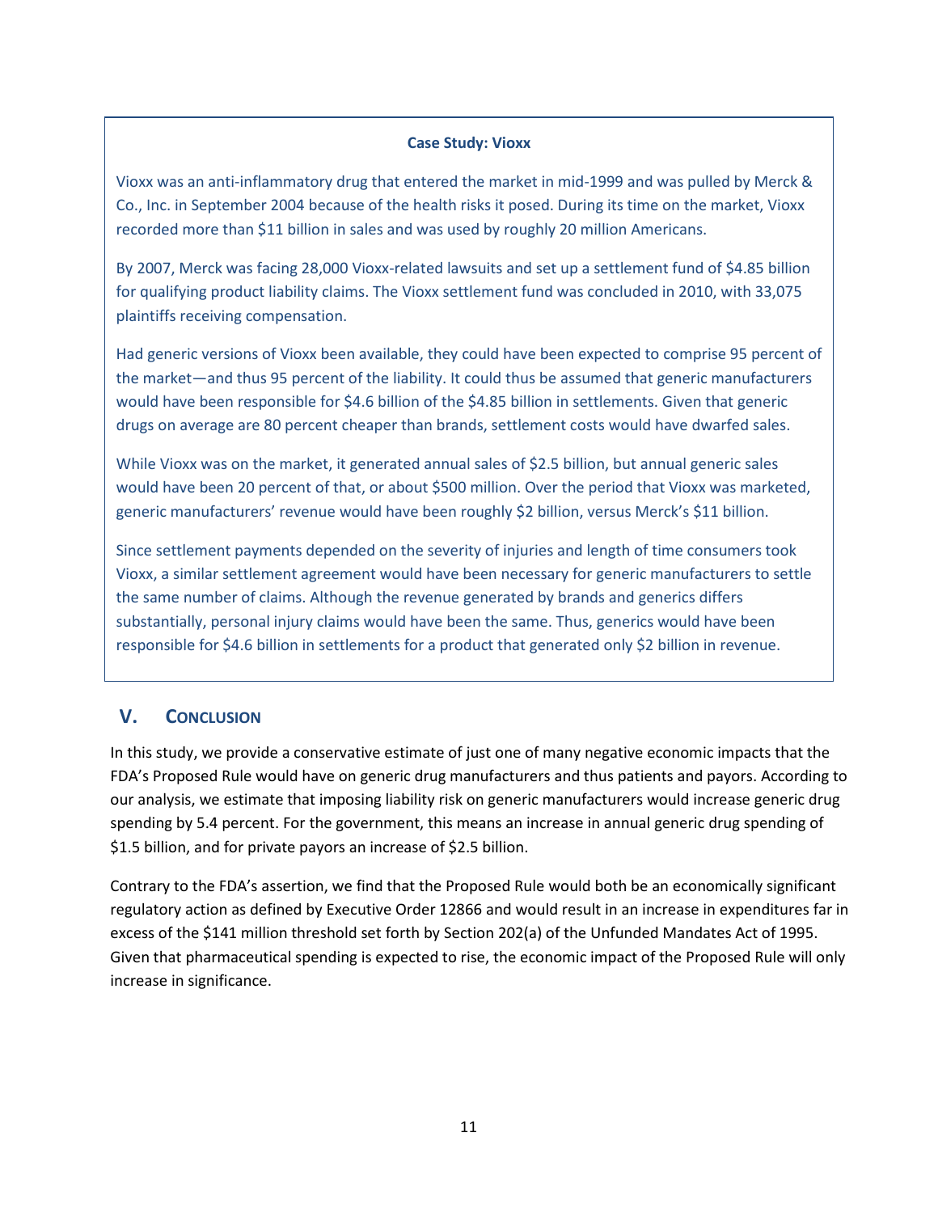**Case Study: Vioxx**

Vioxx was an anti-inflammatory drug that entered the market in mid-1999 and was pulled by Merck & Co., Inc. in September 2004 because of the health risks it posed. During its time on the market, Vioxx recorded more than $11 billion in sales and was used by roughly 20 million Americans.

By 2007, Merck was facing 28,000 Vioxx-related lawsuits and set up a settlement fund of $4.85 billion for qualifying product liability claims. The Vioxx settlement fund was concluded in 2010, with 33,075 plaintiffs receiving compensation.

Had generic versions of Vioxx been available, they could have been expected to comprise 95 percent of the market—and thus 95 percent of the liability. It could thus be assumed that generic manufacturers would have been responsible for $4.6 billion of the $4.85 billion in settlements. Given that generic drugs on average are 80 percent cheaper than brands, settlement costs would have dwarfed sales.

While Vioxx was on the market, it generated annual sales of $2.5 billion, but annual generic sales would have been 20 percent of that, or about $500 million. Over the period that Vioxx was marketed, generic manufacturers' revenue would have been roughly $2 billion, versus Merck's $11 billion.

Since settlement payments depended on the severity of injuries and length of time consumers took Vioxx, a similar settlement agreement would have been necessary for generic manufacturers to settle the same number of claims. Although the revenue generated by brands and generics differs substantially, personal injury claims would have been the same. Thus, generics would have been responsible for $4.6 billion in settlements for a product that generated only $2 billion in revenue.

## V. Conclusion

In this study, we provide a conservative estimate of just one of many negative economic impacts that the FDA's Proposed Rule would have on generic drug manufacturers and thus patients and payors. According to our analysis, we estimate that imposing liability risk on generic manufacturers would increase generic drug spending by 5.4 percent. For the government, this means an increase in annual generic drug spending of $1.5 billion, and for private payors an increase of $2.5 billion.

Contrary to the FDA's assertion, we find that the Proposed Rule would both be an economically significant regulatory action as defined by Executive Order 12866 and would result in an increase in expenditures far in excess of the $141 million threshold set forth by Section 202(a) of the Unfunded Mandates Act of 1995. Given that pharmaceutical spending is expected to rise, the economic impact of the Proposed Rule will only increase in significance.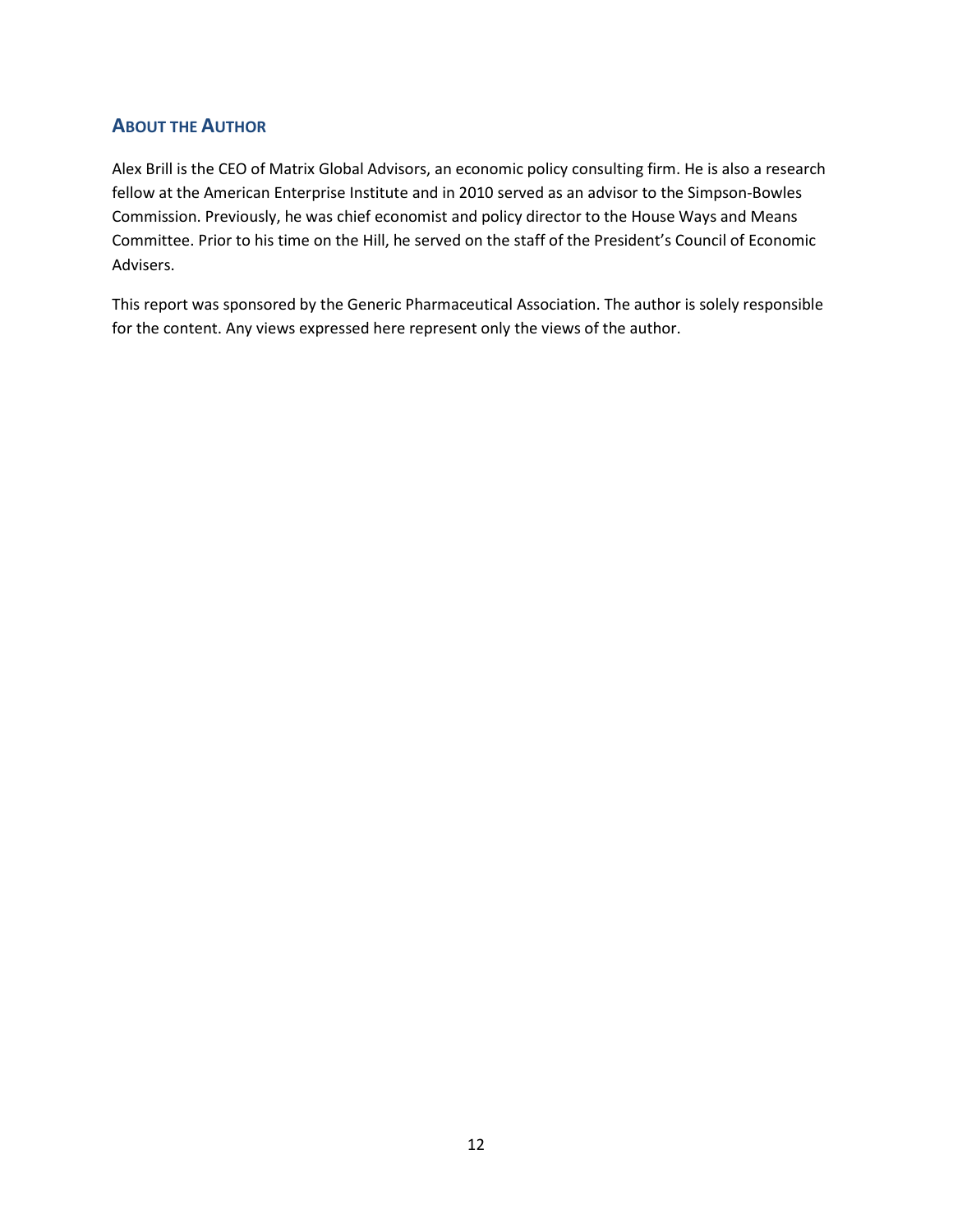## About the Author

Alex Brill is the CEO of Matrix Global Advisors, an economic policy consulting firm. He is also a research fellow at the American Enterprise Institute and in 2010 served as an advisor to the Simpson-Bowles Commission. Previously, he was chief economist and policy director to the House Ways and Means Committee. Prior to his time on the Hill, he served on the staff of the President's Council of Economic Advisers.

This report was sponsored by the Generic Pharmaceutical Association. The author is solely responsible for the content. Any views expressed here represent only the views of the author.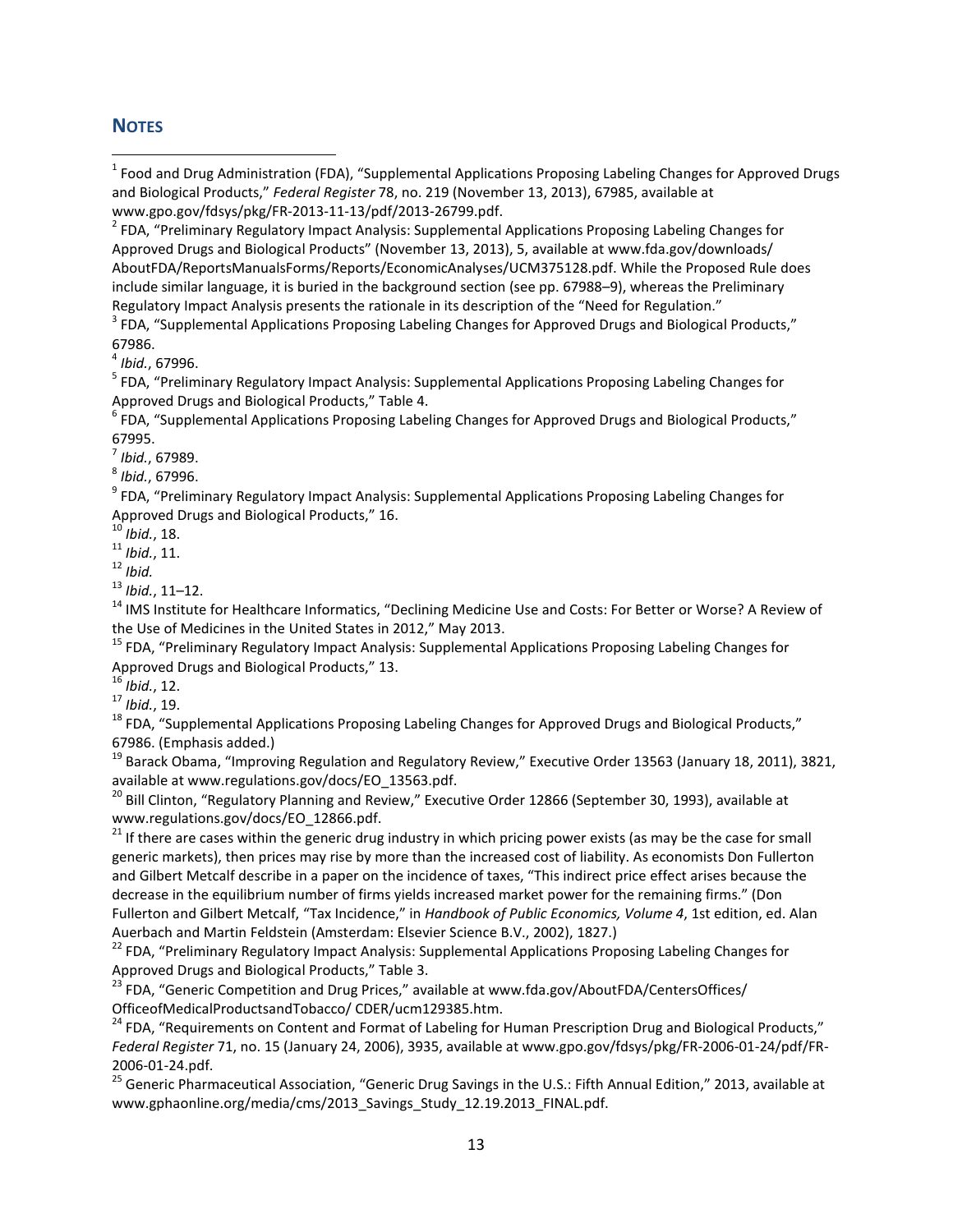## NOTES

[1] Food and Drug Administration (FDA), "Supplemental Applications Proposing Labeling Changes for Approved Drugs and Biological Products," *Federal Register* 78, no. 219 (November 13, 2013), 67985, available at www.gpo.gov/fdsys/pkg/FR-2013-11-13/pdf/2013-26799.pdf.

[2] FDA, "Preliminary Regulatory Impact Analysis: Supplemental Applications Proposing Labeling Changes for Approved Drugs and Biological Products" (November 13, 2013), 5, available at www.fda.gov/downloads/AboutFDA/ReportsManualsForms/Reports/EconomicAnalyses/UCM375128.pdf. While the Proposed Rule does include similar language, it is buried in the background section (see pp. 67988–9), whereas the Preliminary Regulatory Impact Analysis presents the rationale in its description of the "Need for Regulation."

[3] FDA, "Supplemental Applications Proposing Labeling Changes for Approved Drugs and Biological Products," 67986.

[4] *Ibid.*, 67996.

[5] FDA, "Preliminary Regulatory Impact Analysis: Supplemental Applications Proposing Labeling Changes for Approved Drugs and Biological Products," Table 4.

[6] FDA, "Supplemental Applications Proposing Labeling Changes for Approved Drugs and Biological Products," 67995.

[7] *Ibid.*, 67989.

[8] *Ibid.*, 67996.

[9] FDA, "Preliminary Regulatory Impact Analysis: Supplemental Applications Proposing Labeling Changes for Approved Drugs and Biological Products," 16.

[10] *Ibid.*, 18.

[11] *Ibid.*, 11.

[12] *Ibid.*

[13] *Ibid.*, 11–12.

[14] IMS Institute for Healthcare Informatics, "Declining Medicine Use and Costs: For Better or Worse? A Review of the Use of Medicines in the United States in 2012," May 2013.

[15] FDA, "Preliminary Regulatory Impact Analysis: Supplemental Applications Proposing Labeling Changes for Approved Drugs and Biological Products," 13.

[16] *Ibid.*, 12.

[17] *Ibid.*, 19.

[18] FDA, "Supplemental Applications Proposing Labeling Changes for Approved Drugs and Biological Products," 67986. (Emphasis added.)

[19] Barack Obama, "Improving Regulation and Regulatory Review," Executive Order 13563 (January 18, 2011), 3821, available at www.regulations.gov/docs/EO_13563.pdf.

[20] Bill Clinton, "Regulatory Planning and Review," Executive Order 12866 (September 30, 1993), available at www.regulations.gov/docs/EO_12866.pdf.

[21] If there are cases within the generic drug industry in which pricing power exists (as may be the case for small generic markets), then prices may rise by more than the increased cost of liability. As economists Don Fullerton and Gilbert Metcalf describe in a paper on the incidence of taxes, "This indirect price effect arises because the decrease in the equilibrium number of firms yields increased market power for the remaining firms." (Don Fullerton and Gilbert Metcalf, "Tax Incidence," in *Handbook of Public Economics, Volume 4*, 1st edition, ed. Alan Auerbach and Martin Feldstein (Amsterdam: Elsevier Science B.V., 2002), 1827.)

[22] FDA, "Preliminary Regulatory Impact Analysis: Supplemental Applications Proposing Labeling Changes for Approved Drugs and Biological Products," Table 3.

[23] FDA, "Generic Competition and Drug Prices," available at www.fda.gov/AboutFDA/CentersOffices/OfficeofMedicalProductsandTobacco/ CDER/ucm129385.htm.

[24] FDA, "Requirements on Content and Format of Labeling for Human Prescription Drug and Biological Products," *Federal Register* 71, no. 15 (January 24, 2006), 3935, available at www.gpo.gov/fdsys/pkg/FR-2006-01-24/pdf/FR-2006-01-24.pdf.

[25] Generic Pharmaceutical Association, "Generic Drug Savings in the U.S.: Fifth Annual Edition," 2013, available at www.gphaonline.org/media/cms/2013_Savings_Study_12.19.2013_FINAL.pdf.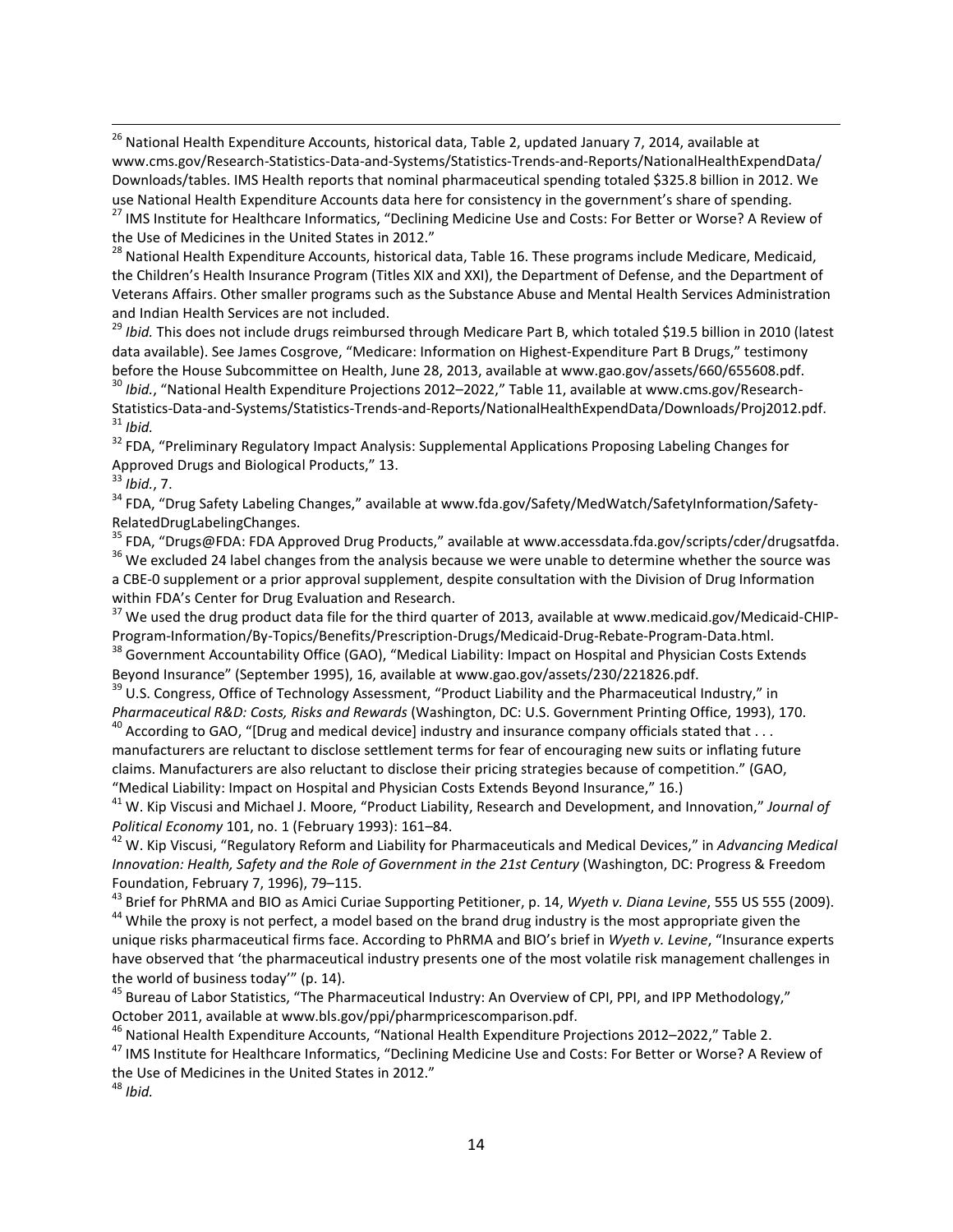[26] National Health Expenditure Accounts, historical data, Table 2, updated January 7, 2014, available at www.cms.gov/Research-Statistics-Data-and-Systems/Statistics-Trends-and-Reports/NationalHealthExpendData/Downloads/tables. IMS Health reports that nominal pharmaceutical spending totaled $325.8 billion in 2012. We use National Health Expenditure Accounts data here for consistency in the government's share of spending.

[27] IMS Institute for Healthcare Informatics, "Declining Medicine Use and Costs: For Better or Worse? A Review of the Use of Medicines in the United States in 2012."

[28] National Health Expenditure Accounts, historical data, Table 16. These programs include Medicare, Medicaid, the Children's Health Insurance Program (Titles XIX and XXI), the Department of Defense, and the Department of Veterans Affairs. Other smaller programs such as the Substance Abuse and Mental Health Services Administration and Indian Health Services are not included.

[29] *Ibid.* This does not include drugs reimbursed through Medicare Part B, which totaled $19.5 billion in 2010 (latest data available). See James Cosgrove, "Medicare: Information on Highest-Expenditure Part B Drugs," testimony before the House Subcommittee on Health, June 28, 2013, available at www.gao.gov/assets/660/655608.pdf.

[30] *Ibid.*, "National Health Expenditure Projections 2012–2022," Table 11, available at www.cms.gov/Research-Statistics-Data-and-Systems/Statistics-Trends-and-Reports/NationalHealthExpendData/Downloads/Proj2012.pdf.

[31] *Ibid.*

[32] FDA, "Preliminary Regulatory Impact Analysis: Supplemental Applications Proposing Labeling Changes for Approved Drugs and Biological Products," 13.

[33] *Ibid.*, 7.

[34] FDA, "Drug Safety Labeling Changes," available at www.fda.gov/Safety/MedWatch/SafetyInformation/Safety-RelatedDrugLabelingChanges.

[35] FDA, "Drugs@FDA: FDA Approved Drug Products," available at www.accessdata.fda.gov/scripts/cder/drugsatfda.

[36] We excluded 24 label changes from the analysis because we were unable to determine whether the source was a CBE-0 supplement or a prior approval supplement, despite consultation with the Division of Drug Information within FDA's Center for Drug Evaluation and Research.

[37] We used the drug product data file for the third quarter of 2013, available at www.medicaid.gov/Medicaid-CHIP-Program-Information/By-Topics/Benefits/Prescription-Drugs/Medicaid-Drug-Rebate-Program-Data.html.

[38] Government Accountability Office (GAO), "Medical Liability: Impact on Hospital and Physician Costs Extends Beyond Insurance" (September 1995), 16, available at www.gao.gov/assets/230/221826.pdf.

[39] U.S. Congress, Office of Technology Assessment, "Product Liability and the Pharmaceutical Industry," in *Pharmaceutical R&D: Costs, Risks and Rewards* (Washington, DC: U.S. Government Printing Office, 1993), 170.

[40] According to GAO, "[Drug and medical device] industry and insurance company officials stated that . . . manufacturers are reluctant to disclose settlement terms for fear of encouraging new suits or inflating future claims. Manufacturers are also reluctant to disclose their pricing strategies because of competition." (GAO, "Medical Liability: Impact on Hospital and Physician Costs Extends Beyond Insurance," 16.)

[41] W. Kip Viscusi and Michael J. Moore, "Product Liability, Research and Development, and Innovation," *Journal of Political Economy* 101, no. 1 (February 1993): 161–84.

[42] W. Kip Viscusi, "Regulatory Reform and Liability for Pharmaceuticals and Medical Devices," in *Advancing Medical Innovation: Health, Safety and the Role of Government in the 21st Century* (Washington, DC: Progress & Freedom Foundation, February 7, 1996), 79–115.

[43] Brief for PhRMA and BIO as Amici Curiae Supporting Petitioner, p. 14, *Wyeth v. Diana Levine*, 555 US 555 (2009).

[44] While the proxy is not perfect, a model based on the brand drug industry is the most appropriate given the unique risks pharmaceutical firms face. According to PhRMA and BIO's brief in *Wyeth v. Levine*, "Insurance experts have observed that 'the pharmaceutical industry presents one of the most volatile risk management challenges in the world of business today'" (p. 14).

[45] Bureau of Labor Statistics, "The Pharmaceutical Industry: An Overview of CPI, PPI, and IPP Methodology," October 2011, available at www.bls.gov/ppi/pharmpricescomparison.pdf.

[46] National Health Expenditure Accounts, "National Health Expenditure Projections 2012–2022," Table 2.

[47] IMS Institute for Healthcare Informatics, "Declining Medicine Use and Costs: For Better or Worse? A Review of the Use of Medicines in the United States in 2012."

[48] *Ibid.*